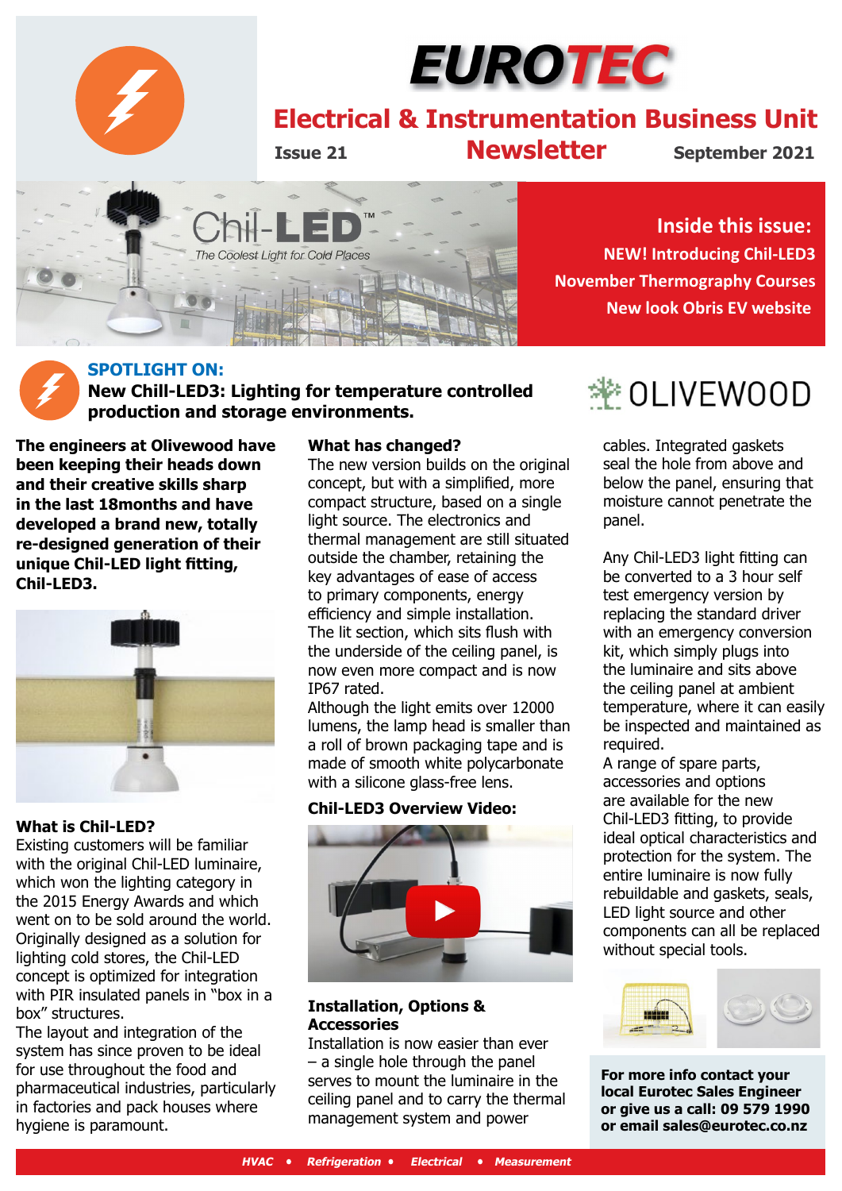# EUROTEC

## Electrical & Instrumentation Business Unit

**Issue 21** | **Newsletter** | **September 2021**

Chil-LED™
*The Coolest Light for Cold Places*

**Inside this issue:**

- NEW! Introducing Chil-LED3
- November Thermography Courses
- New look Obris EV website

## SPOTLIGHT ON:

### New Chill-LED3: Lighting for temperature controlled production and storage environments.

OLIVEWOOD

**The engineers at Olivewood have been keeping their heads down and their creative skills sharp in the last 18months and have developed a brand new, totally re-designed generation of their unique Chil-LED light fitting, Chil-LED3.**

**What is Chil-LED?**

Existing customers will be familiar with the original Chil-LED luminaire, which won the lighting category in the 2015 Energy Awards and which went on to be sold around the world. Originally designed as a solution for lighting cold stores, the Chil-LED concept is optimized for integration with PIR insulated panels in "box in a box" structures.

The layout and integration of the system has since proven to be ideal for use throughout the food and pharmaceutical industries, particularly in factories and pack houses where hygiene is paramount.

**What has changed?**

The new version builds on the original concept, but with a simplified, more compact structure, based on a single light source. The electronics and thermal management are still situated outside the chamber, retaining the key advantages of ease of access to primary components, energy efficiency and simple installation. The lit section, which sits flush with the underside of the ceiling panel, is now even more compact and is now IP67 rated.

Although the light emits over 12000 lumens, the lamp head is smaller than a roll of brown packaging tape and is made of smooth white polycarbonate with a silicone glass-free lens.

**Chil-LED3 Overview Video:**

**Installation, Options & Accessories**

Installation is now easier than ever – a single hole through the panel serves to mount the luminaire in the ceiling panel and to carry the thermal management system and power cables. Integrated gaskets seal the hole from above and below the panel, ensuring that moisture cannot penetrate the panel.

Any Chil-LED3 light fitting can be converted to a 3 hour self test emergency version by replacing the standard driver with an emergency conversion kit, which simply plugs into the luminaire and sits above the ceiling panel at ambient temperature, where it can easily be inspected and maintained as required.

A range of spare parts, accessories and options are available for the new Chil-LED3 fitting, to provide ideal optical characteristics and protection for the system. The entire luminaire is now fully rebuildable and gaskets, seals, LED light source and other components can all be replaced without special tools.

**For more info contact your local Eurotec Sales Engineer or give us a call: 09 579 1990 or email sales@eurotec.co.nz**

*HVAC • Refrigeration • Electrical • Measurement*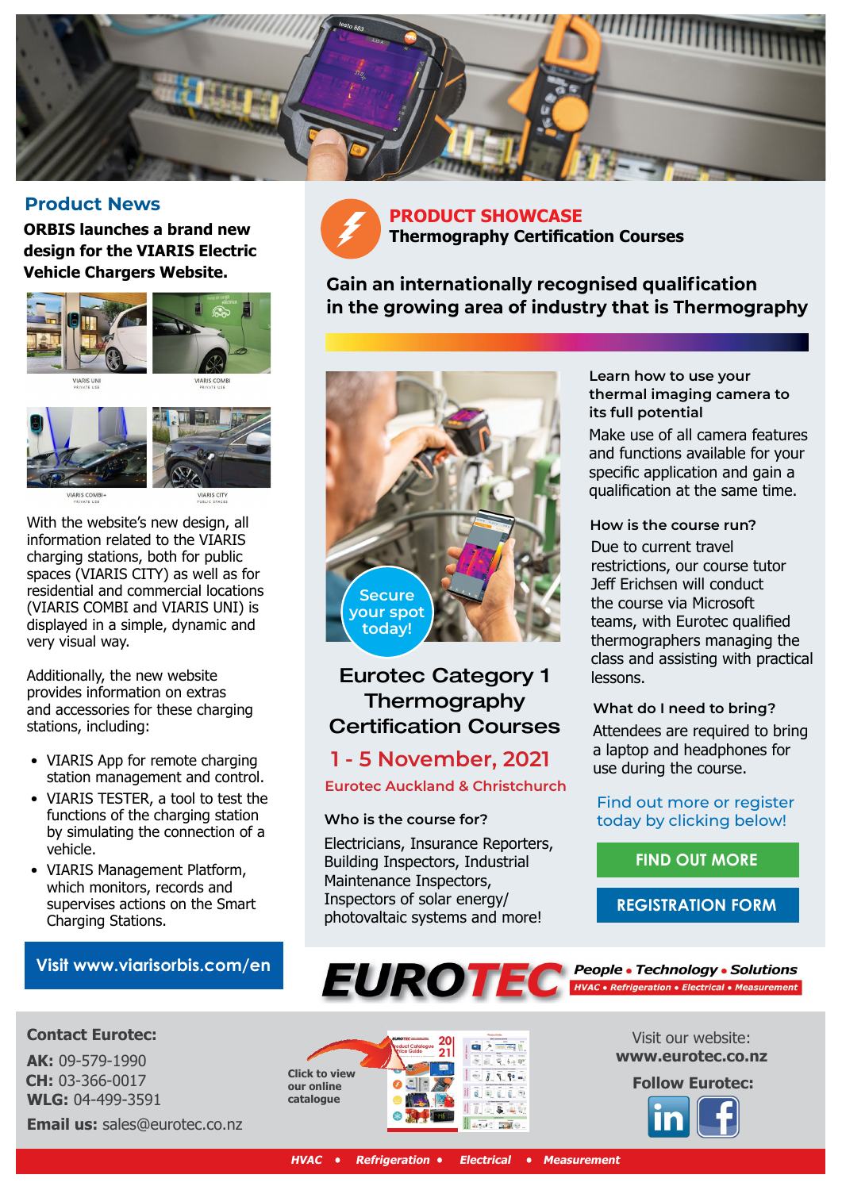## Product News

**ORBIS launches a brand new design for the VIARIS Electric Vehicle Chargers Website.**

VIARIS UNI
PRIVATE USE

VIARIS COMBI
PRIVATE USE

VIARIS COMBI+
PRIVATE USE

VIARIS CITY
PUBLIC SPACES

With the website's new design, all information related to the VIARIS charging stations, both for public spaces (VIARIS CITY) as well as for residential and commercial locations (VIARIS COMBI and VIARIS UNI) is displayed in a simple, dynamic and very visual way.

Additionally, the new website provides information on extras and accessories for these charging stations, including:

- VIARIS App for remote charging station management and control.
- VIARIS TESTER, a tool to test the functions of the charging station by simulating the connection of a vehicle.
- VIARIS Management Platform, which monitors, records and supervises actions on the Smart Charging Stations.

**Visit www.viarisorbis.com/en**

## PRODUCT SHOWCASE

**Thermography Certification Courses**

### Gain an internationally recognised qualification in the growing area of industry that is Thermography

Secure your spot today!

### Eurotec Category 1 Thermography Certification Courses

**1 - 5 November, 2021**

Eurotec Auckland & Christchurch

**Who is the course for?**

Electricians, Insurance Reporters, Building Inspectors, Industrial Maintenance Inspectors, Inspectors of solar energy/ photovoltaic systems and more!

**Learn how to use your thermal imaging camera to its full potential**

Make use of all camera features and functions available for your specific application and gain a qualification at the same time.

**How is the course run?**

Due to current travel restrictions, our course tutor Jeff Erichsen will conduct the course via Microsoft teams, with Eurotec qualified thermographers managing the class and assisting with practical lessons.

**What do I need to bring?**

Attendees are required to bring a laptop and headphones for use during the course.

Find out more or register today by clicking below!

**FIND OUT MORE**

**REGISTRATION FORM**

**EUROTEC** *People • Technology • Solutions*
*HVAC • Refrigeration • Electrical • Measurement*

**Contact Eurotec:**

**AK:** 09-579-1990
**CH:** 03-366-0017
**WLG:** 04-499-3591

**Email us:** sales@eurotec.co.nz

Click to view our online catalogue

Visit our website:
**www.eurotec.co.nz**

**Follow Eurotec:**

*HVAC • Refrigeration • Electrical • Measurement*